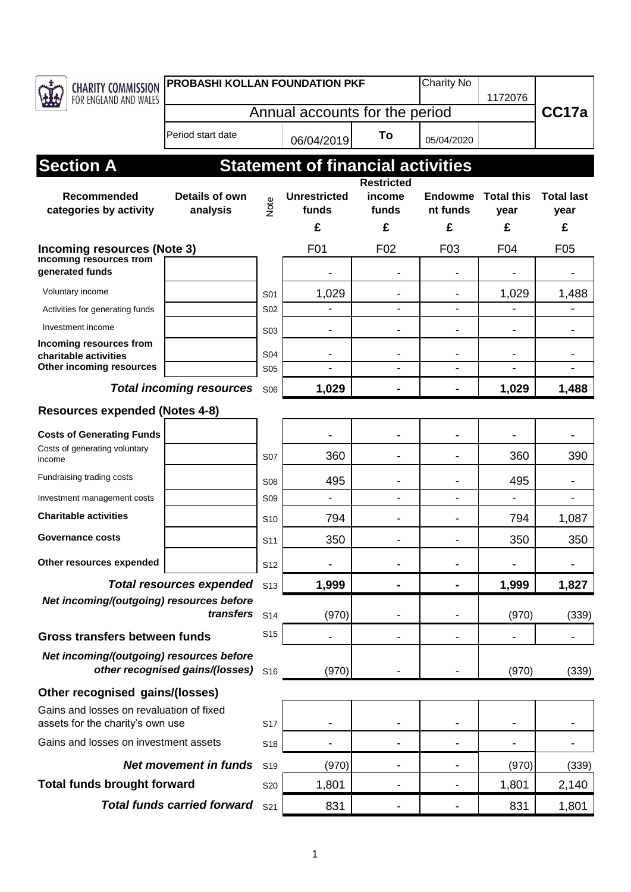CHARITY COMMISSION FOR ENGLAND AND WALES

| PROBASHI KOLLAN FOUNDATION PKF | | | Charity No | 1172076 | |
|---|---|---|---|---|---|
| Annual accounts for the period | | | | | **CC17a** |
| Period start date | 06/04/2019 | **To** | 05/04/2020 | | |

# Section A Statement of financial activities

| Recommended categories by activity | Details of own analysis | Note | Unrestricted funds £ | Restricted income funds £ | Endowment funds £ | Total this year £ | Total last year £ |
|---|---|---|---|---|---|---|---|
| **Incoming resources (Note 3)** | | | F01 | F02 | F03 | F04 | F05 |
| **Incoming resources from generated funds** | | | - | - | - | - | - |
| Voluntary income | | S01 | 1,029 | - | - | 1,029 | 1,488 |
| Activities for generating funds | | S02 | - | - | - | - | - |
| Investment income | | S03 | - | - | - | - | - |
| **Incoming resources from charitable activities** | | S04 | - | - | - | - | - |
| **Other incoming resources** | | S05 | - | - | - | - | - |
| ***Total incoming resources*** | | S06 | **1,029** | **-** | **-** | **1,029** | **1,488** |
| **Resources expended (Notes 4-8)** | | | | | | | |
| **Costs of Generating Funds** | | | - | - | - | - | - |
| Costs of generating voluntary income | | S07 | 360 | - | - | 360 | 390 |
| Fundraising trading costs | | S08 | 495 | - | - | 495 | - |
| Investment management costs | | S09 | - | - | - | - | - |
| **Charitable activities** | | S10 | 794 | - | - | 794 | 1,087 |
| **Governance costs** | | S11 | 350 | - | - | 350 | 350 |
| **Other resources expended** | | S12 | - | - | - | - | - |
| ***Total resources expended*** | | S13 | **1,999** | **-** | **-** | **1,999** | **1,827** |
| ***Net incoming/(outgoing) resources before transfers*** | | S14 | (970) | - | - | (970) | (339) |
| **Gross transfers between funds** | | S15 | - | - | - | - | - |
| ***Net incoming/(outgoing) resources before other recognised gains/(losses)*** | | S16 | (970) | - | - | (970) | (339) |
| **Other recognised gains/(losses)** | | | | | | | |
| Gains and losses on revaluation of fixed assets for the charity's own use | | S17 | - | - | - | - | - |
| Gains and losses on investment assets | | S18 | - | - | - | - | - |
| ***Net movement in funds*** | | S19 | (970) | - | - | (970) | (339) |
| **Total funds brought forward** | | S20 | 1,801 | - | - | 1,801 | 2,140 |
| ***Total funds carried forward*** | | S21 | 831 | - | - | 831 | 1,801 |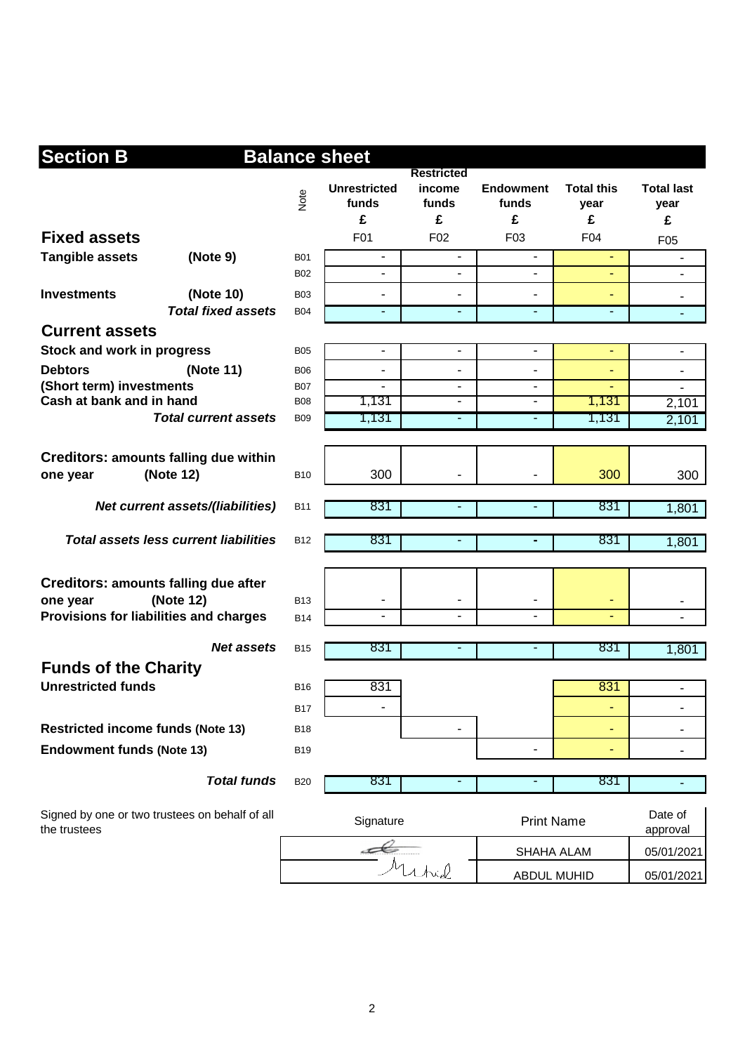## Section B Balance sheet

| | Note | Unrestricted funds £ | Restricted income funds £ | Endowment funds £ | Total this year £ | Total last year £ |
|---|---|---|---|---|---|---|
| | | F01 | F02 | F03 | F04 | F05 |
| **Fixed assets** | | | | | | |
| **Tangible assets (Note 9)** | B01 | - | - | - | - | - |
| | B02 | - | - | - | - | - |
| **Investments (Note 10)** | B03 | - | - | - | - | - |
| ***Total fixed assets*** | B04 | - | - | - | - | - |
| **Current assets** | | | | | | |
| **Stock and work in progress** | B05 | - | - | - | - | - |
| **Debtors (Note 11)** | B06 | - | - | - | - | - |
| **(Short term) investments** | B07 | - | - | - | - | - |
| **Cash at bank and in hand** | B08 | 1,131 | - | - | 1,131 | 2,101 |
| ***Total current assets*** | B09 | 1,131 | - | - | 1,131 | 2,101 |
| **Creditors: amounts falling due within one year (Note 12)** | B10 | 300 | - | - | 300 | 300 |
| ***Net current assets/(liabilities)*** | B11 | 831 | - | - | 831 | 1,801 |
| ***Total assets less current liabilities*** | B12 | 831 | - | - | 831 | 1,801 |
| **Creditors: amounts falling due after one year (Note 12)** | B13 | - | - | - | - | - |
| **Provisions for liabilities and charges** | B14 | - | - | - | - | - |
| ***Net assets*** | B15 | 831 | - | - | 831 | 1,801 |
| **Funds of the Charity** | | | | | | |
| **Unrestricted funds** | B16 | 831 | | | 831 | - |
| | B17 | - | | | - | - |
| **Restricted income funds (Note 13)** | B18 | | - | | - | - |
| **Endowment funds (Note 13)** | B19 | | | - | - | - |
| ***Total funds*** | B20 | 831 | - | - | 831 | - |

Signed by one or two trustees on behalf of all the trustees

| Signature | Print Name | Date of approval |
|---|---|---|
| [signature] | SHAHA ALAM | 05/01/2021 |
| [signature] | ABDUL MUHID | 05/01/2021 |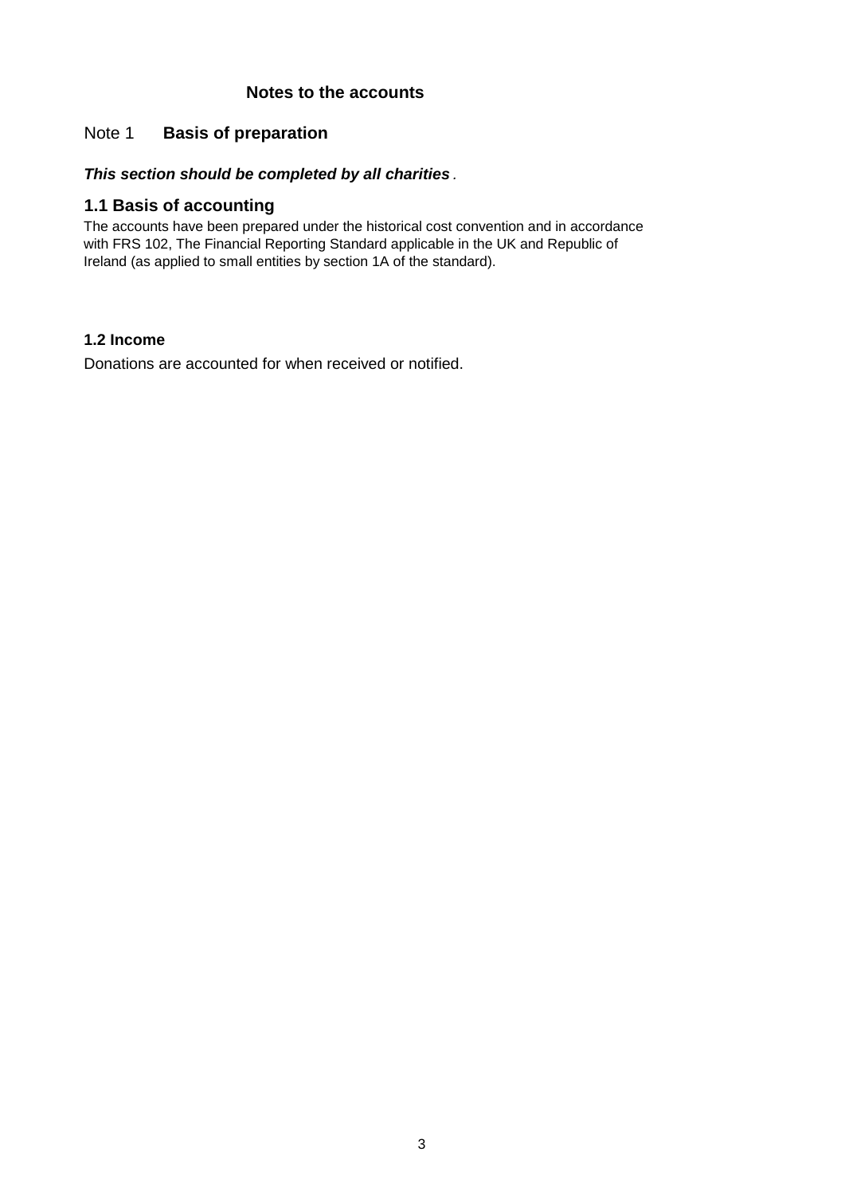## Notes to the accounts

### Note 1 Basis of preparation

***This section should be completed by all charities*** .

### 1.1 Basis of accounting

The accounts have been prepared under the historical cost convention and in accordance with FRS 102, The Financial Reporting Standard applicable in the UK and Republic of Ireland (as applied to small entities by section 1A of the standard).

#### 1.2 Income

Donations are accounted for when received or notified.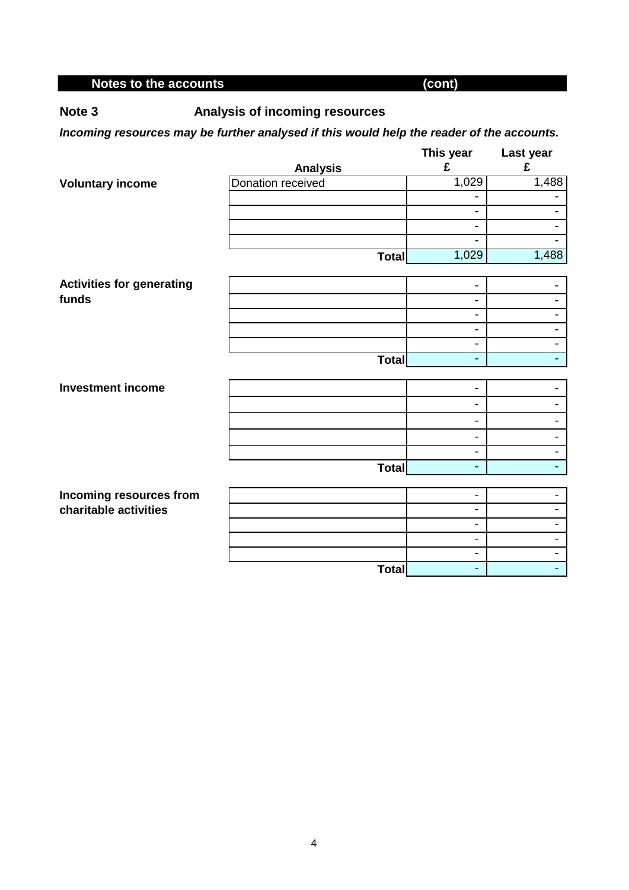## Notes to the accounts (cont)

### Note 3 Analysis of incoming resources

***Incoming resources may be further analysed if this would help the reader of the accounts.***

| | Analysis | This year £ | Last year £ |
|---|---|---|---|
| **Voluntary income** | Donation received | 1,029 | 1,488 |
| | | - | - |
| | | - | - |
| | | - | - |
| | | - | - |
| | **Total** | 1,029 | 1,488 |
| **Activities for generating funds** | | - | - |
| | | - | - |
| | | - | - |
| | | - | - |
| | | - | - |
| | **Total** | - | - |
| **Investment income** | | - | - |
| | | - | - |
| | | - | - |
| | | - | - |
| | | - | - |
| | **Total** | - | - |
| **Incoming resources from charitable activities** | | - | - |
| | | - | - |
| | | - | - |
| | | - | - |
| | | - | - |
| | **Total** | - | - |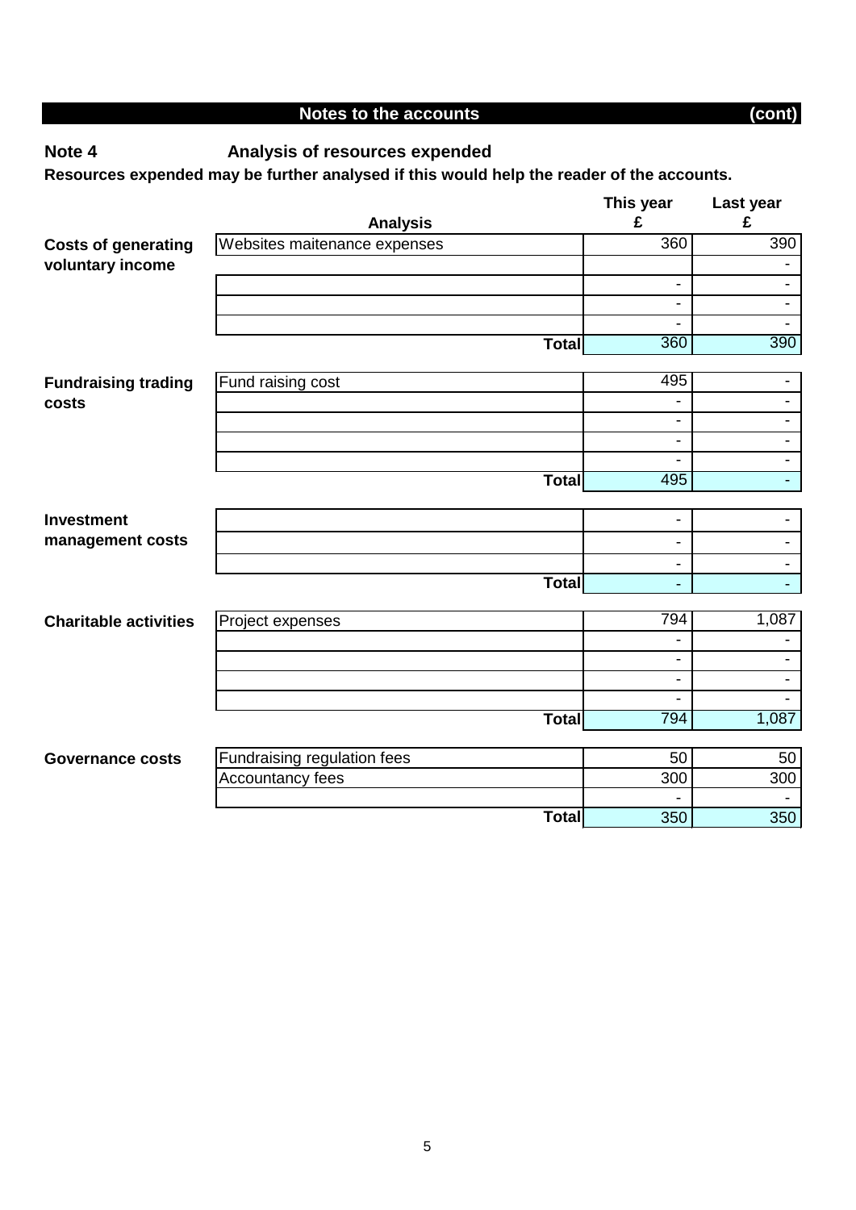## Notes to the accounts (cont)

### Note 4 Analysis of resources expended

**Resources expended may be further analysed if this would help the reader of the accounts.**

| | Analysis | This year £ | Last year £ |
|---|---|---|---|
| **Costs of generating voluntary income** | Websites maitenance expenses | 360 | 390 |
| | | | - |
| | | - | - |
| | | - | - |
| | | - | - |
| | **Total** | 360 | 390 |
| **Fundraising trading costs** | Fund raising cost | 495 | - |
| | | - | - |
| | | - | - |
| | | - | - |
| | | - | - |
| | **Total** | 495 | - |
| **Investment management costs** | | - | - |
| | | - | - |
| | | - | - |
| | **Total** | - | - |
| **Charitable activities** | Project expenses | 794 | 1,087 |
| | | - | - |
| | | - | - |
| | | - | - |
| | | - | - |
| | **Total** | 794 | 1,087 |
| **Governance costs** | Fundraising regulation fees | 50 | 50 |
| | Accountancy fees | 300 | 300 |
| | | - | - |
| | **Total** | 350 | 350 |